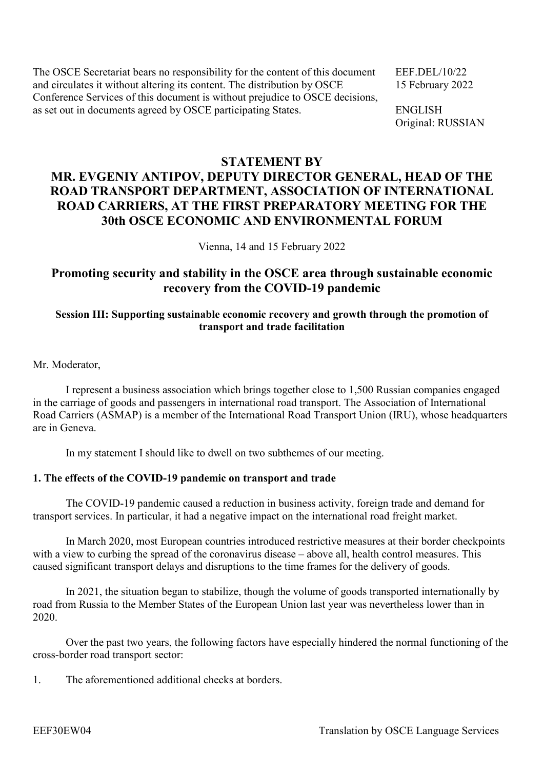The OSCE Secretariat bears no responsibility for the content of this document and circulates it without altering its content. The distribution by OSCE Conference Services of this document is without prejudice to OSCE decisions, as set out in documents agreed by OSCE participating States.

EEF.DEL/10/22
15 February 2022

ENGLISH
Original: RUSSIAN

# STATEMENT BY MR. EVGENIY ANTIPOV, DEPUTY DIRECTOR GENERAL, HEAD OF THE ROAD TRANSPORT DEPARTMENT, ASSOCIATION OF INTERNATIONAL ROAD CARRIERS, AT THE FIRST PREPARATORY MEETING FOR THE 30th OSCE ECONOMIC AND ENVIRONMENTAL FORUM

Vienna, 14 and 15 February 2022

## Promoting security and stability in the OSCE area through sustainable economic recovery from the COVID-19 pandemic

### Session III: Supporting sustainable economic recovery and growth through the promotion of transport and trade facilitation

Mr. Moderator,

I represent a business association which brings together close to 1,500 Russian companies engaged in the carriage of goods and passengers in international road transport. The Association of International Road Carriers (ASMAP) is a member of the International Road Transport Union (IRU), whose headquarters are in Geneva.

In my statement I should like to dwell on two subthemes of our meeting.

**1. The effects of the COVID-19 pandemic on transport and trade**

The COVID-19 pandemic caused a reduction in business activity, foreign trade and demand for transport services. In particular, it had a negative impact on the international road freight market.

In March 2020, most European countries introduced restrictive measures at their border checkpoints with a view to curbing the spread of the coronavirus disease – above all, health control measures. This caused significant transport delays and disruptions to the time frames for the delivery of goods.

In 2021, the situation began to stabilize, though the volume of goods transported internationally by road from Russia to the Member States of the European Union last year was nevertheless lower than in 2020.

Over the past two years, the following factors have especially hindered the normal functioning of the cross-border road transport sector:

1. The aforementioned additional checks at borders.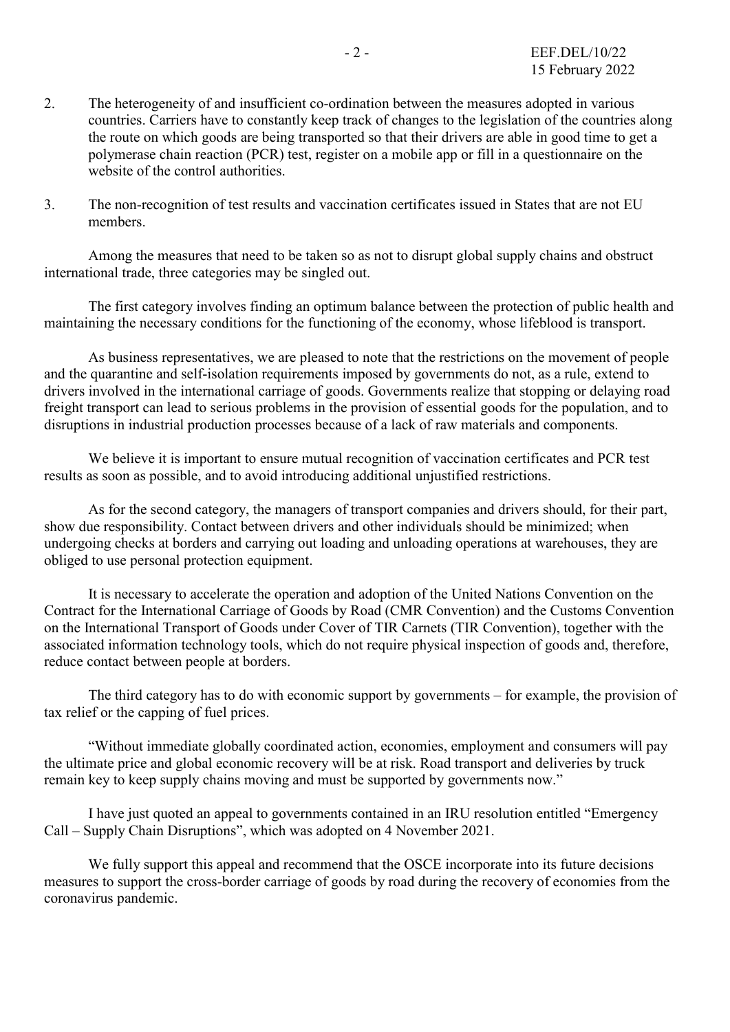2. The heterogeneity of and insufficient co-ordination between the measures adopted in various countries. Carriers have to constantly keep track of changes to the legislation of the countries along the route on which goods are being transported so that their drivers are able in good time to get a polymerase chain reaction (PCR) test, register on a mobile app or fill in a questionnaire on the website of the control authorities.

3. The non-recognition of test results and vaccination certificates issued in States that are not EU members.

Among the measures that need to be taken so as not to disrupt global supply chains and obstruct international trade, three categories may be singled out.

The first category involves finding an optimum balance between the protection of public health and maintaining the necessary conditions for the functioning of the economy, whose lifeblood is transport.

As business representatives, we are pleased to note that the restrictions on the movement of people and the quarantine and self-isolation requirements imposed by governments do not, as a rule, extend to drivers involved in the international carriage of goods. Governments realize that stopping or delaying road freight transport can lead to serious problems in the provision of essential goods for the population, and to disruptions in industrial production processes because of a lack of raw materials and components.

We believe it is important to ensure mutual recognition of vaccination certificates and PCR test results as soon as possible, and to avoid introducing additional unjustified restrictions.

As for the second category, the managers of transport companies and drivers should, for their part, show due responsibility. Contact between drivers and other individuals should be minimized; when undergoing checks at borders and carrying out loading and unloading operations at warehouses, they are obliged to use personal protection equipment.

It is necessary to accelerate the operation and adoption of the United Nations Convention on the Contract for the International Carriage of Goods by Road (CMR Convention) and the Customs Convention on the International Transport of Goods under Cover of TIR Carnets (TIR Convention), together with the associated information technology tools, which do not require physical inspection of goods and, therefore, reduce contact between people at borders.

The third category has to do with economic support by governments – for example, the provision of tax relief or the capping of fuel prices.

"Without immediate globally coordinated action, economies, employment and consumers will pay the ultimate price and global economic recovery will be at risk. Road transport and deliveries by truck remain key to keep supply chains moving and must be supported by governments now."

I have just quoted an appeal to governments contained in an IRU resolution entitled "Emergency Call – Supply Chain Disruptions", which was adopted on 4 November 2021.

We fully support this appeal and recommend that the OSCE incorporate into its future decisions measures to support the cross-border carriage of goods by road during the recovery of economies from the coronavirus pandemic.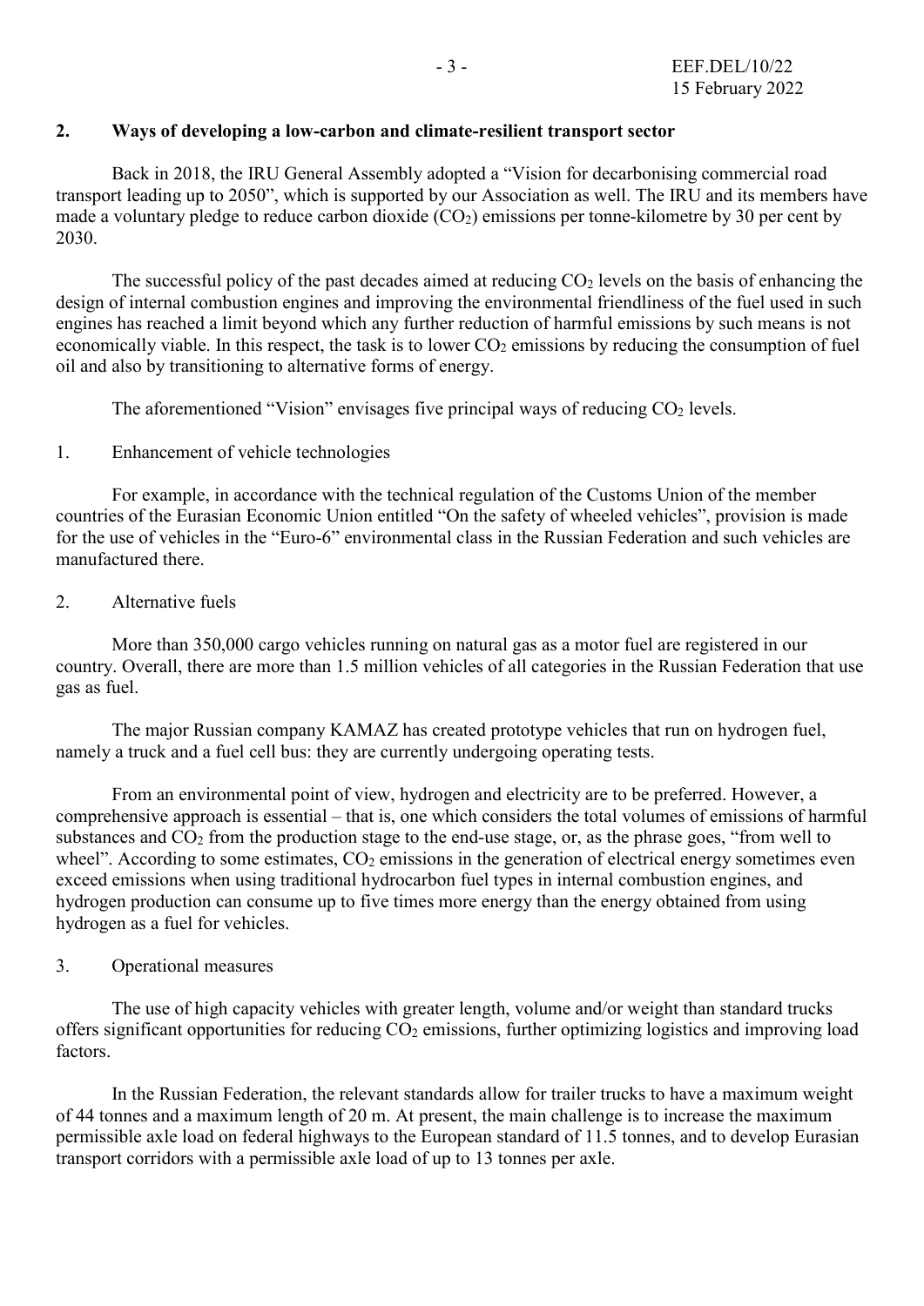## 2. Ways of developing a low-carbon and climate-resilient transport sector

Back in 2018, the IRU General Assembly adopted a "Vision for decarbonising commercial road transport leading up to 2050", which is supported by our Association as well. The IRU and its members have made a voluntary pledge to reduce carbon dioxide ($CO_2$) emissions per tonne-kilometre by 30 per cent by 2030.

The successful policy of the past decades aimed at reducing $CO_2$ levels on the basis of enhancing the design of internal combustion engines and improving the environmental friendliness of the fuel used in such engines has reached a limit beyond which any further reduction of harmful emissions by such means is not economically viable. In this respect, the task is to lower $CO_2$ emissions by reducing the consumption of fuel oil and also by transitioning to alternative forms of energy.

The aforementioned "Vision" envisages five principal ways of reducing $CO_2$ levels.

1. Enhancement of vehicle technologies

For example, in accordance with the technical regulation of the Customs Union of the member countries of the Eurasian Economic Union entitled "On the safety of wheeled vehicles", provision is made for the use of vehicles in the "Euro-6" environmental class in the Russian Federation and such vehicles are manufactured there.

2. Alternative fuels

More than 350,000 cargo vehicles running on natural gas as a motor fuel are registered in our country. Overall, there are more than 1.5 million vehicles of all categories in the Russian Federation that use gas as fuel.

The major Russian company KAMAZ has created prototype vehicles that run on hydrogen fuel, namely a truck and a fuel cell bus: they are currently undergoing operating tests.

From an environmental point of view, hydrogen and electricity are to be preferred. However, a comprehensive approach is essential – that is, one which considers the total volumes of emissions of harmful substances and $CO_2$ from the production stage to the end-use stage, or, as the phrase goes, "from well to wheel". According to some estimates, $CO_2$ emissions in the generation of electrical energy sometimes even exceed emissions when using traditional hydrocarbon fuel types in internal combustion engines, and hydrogen production can consume up to five times more energy than the energy obtained from using hydrogen as a fuel for vehicles.

3. Operational measures

The use of high capacity vehicles with greater length, volume and/or weight than standard trucks offers significant opportunities for reducing $CO_2$ emissions, further optimizing logistics and improving load factors.

In the Russian Federation, the relevant standards allow for trailer trucks to have a maximum weight of 44 tonnes and a maximum length of 20 m. At present, the main challenge is to increase the maximum permissible axle load on federal highways to the European standard of 11.5 tonnes, and to develop Eurasian transport corridors with a permissible axle load of up to 13 tonnes per axle.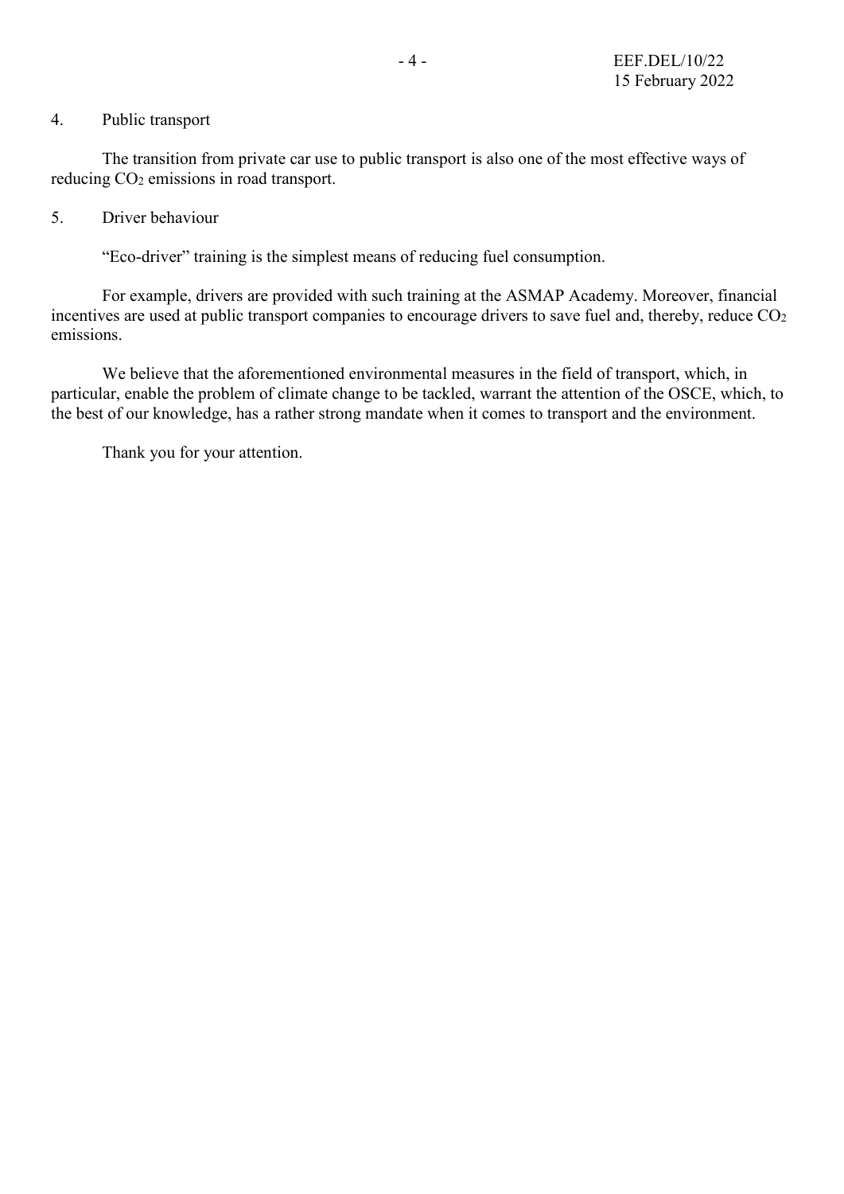4. Public transport

The transition from private car use to public transport is also one of the most effective ways of reducing $CO_2$ emissions in road transport.

5. Driver behaviour

"Eco-driver" training is the simplest means of reducing fuel consumption.

For example, drivers are provided with such training at the ASMAP Academy. Moreover, financial incentives are used at public transport companies to encourage drivers to save fuel and, thereby, reduce $CO_2$ emissions.

We believe that the aforementioned environmental measures in the field of transport, which, in particular, enable the problem of climate change to be tackled, warrant the attention of the OSCE, which, to the best of our knowledge, has a rather strong mandate when it comes to transport and the environment.

Thank you for your attention.